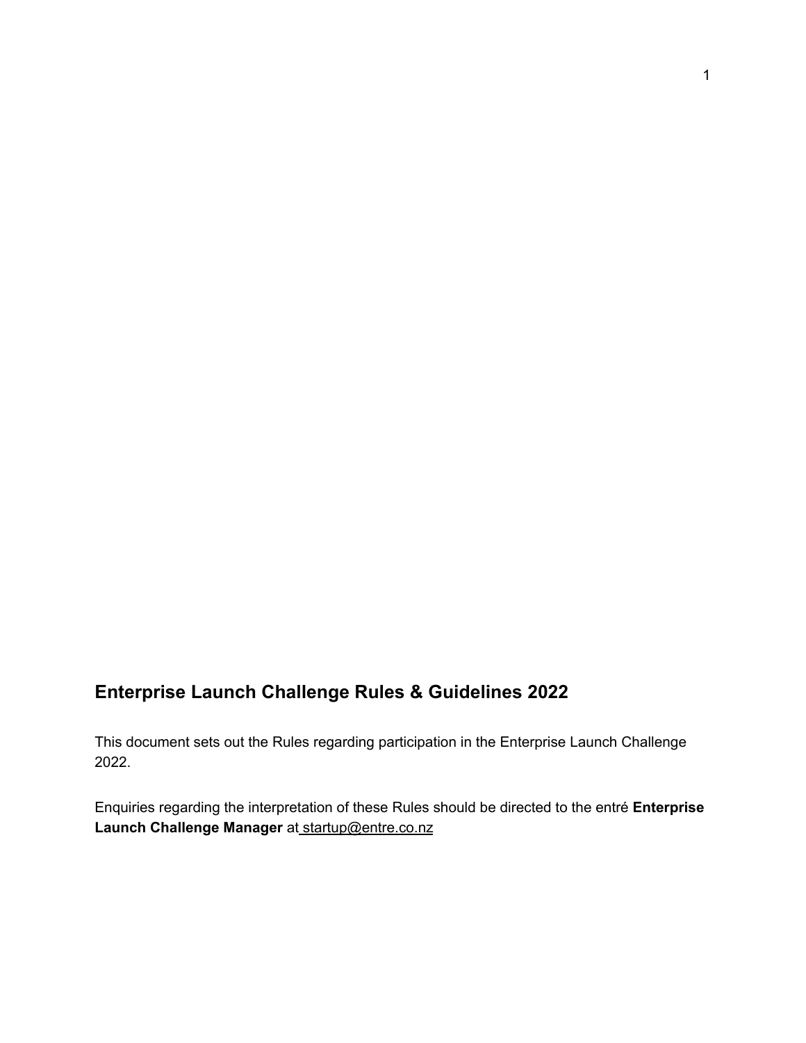# Enterprise Launch Challenge Rules & Guidelines 2022

This document sets out the Rules regarding participation in the Enterprise Launch Challenge 2022.

Enquiries regarding the interpretation of these Rules should be directed to the entré **Enterprise Launch Challenge Manager** at startup@entre.co.nz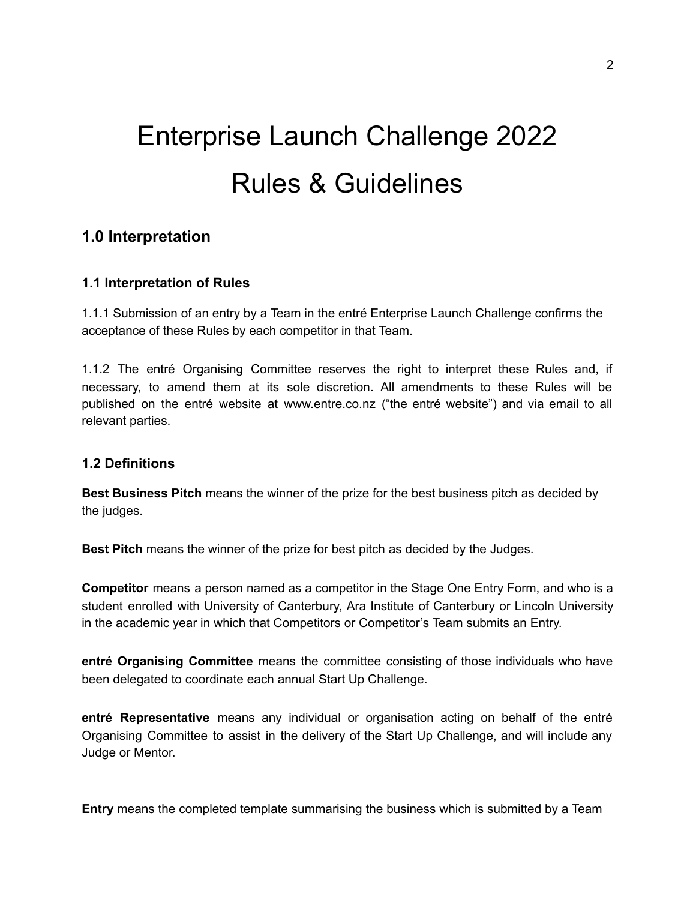# Enterprise Launch Challenge 2022
# Rules & Guidelines

## 1.0 Interpretation

### 1.1 Interpretation of Rules

1.1.1 Submission of an entry by a Team in the entré Enterprise Launch Challenge confirms the acceptance of these Rules by each competitor in that Team.

1.1.2 The entré Organising Committee reserves the right to interpret these Rules and, if necessary, to amend them at its sole discretion. All amendments to these Rules will be published on the entré website at www.entre.co.nz ("the entré website") and via email to all relevant parties.

### 1.2 Definitions

**Best Business Pitch** means the winner of the prize for the best business pitch as decided by the judges.

**Best Pitch** means the winner of the prize for best pitch as decided by the Judges.

**Competitor** means a person named as a competitor in the Stage One Entry Form, and who is a student enrolled with University of Canterbury, Ara Institute of Canterbury or Lincoln University in the academic year in which that Competitors or Competitor's Team submits an Entry.

**entré Organising Committee** means the committee consisting of those individuals who have been delegated to coordinate each annual Start Up Challenge.

**entré Representative** means any individual or organisation acting on behalf of the entré Organising Committee to assist in the delivery of the Start Up Challenge, and will include any Judge or Mentor.

**Entry** means the completed template summarising the business which is submitted by a Team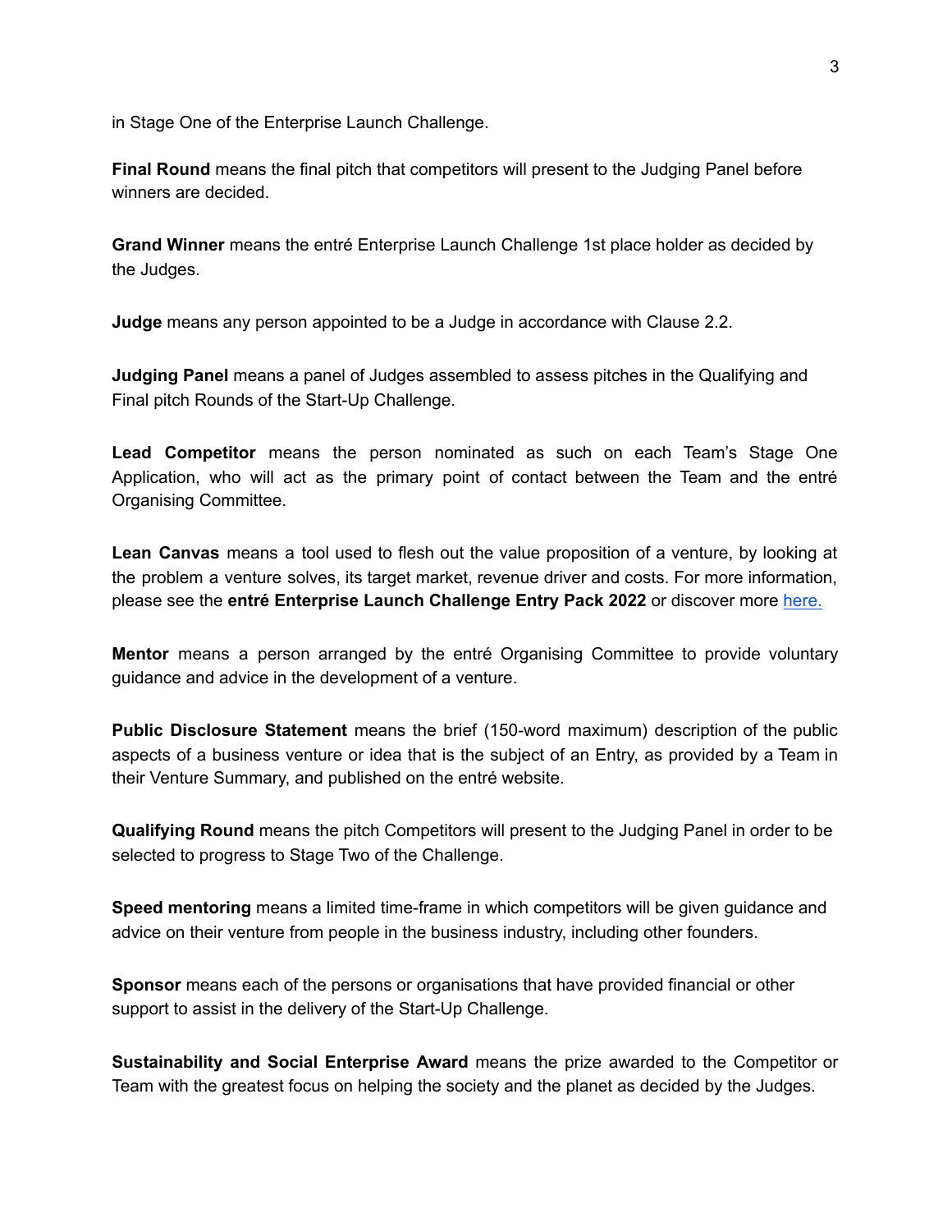in Stage One of the Enterprise Launch Challenge.

**Final Round** means the final pitch that competitors will present to the Judging Panel before winners are decided.

**Grand Winner** means the entré Enterprise Launch Challenge 1st place holder as decided by the Judges.

**Judge** means any person appointed to be a Judge in accordance with Clause 2.2.

**Judging Panel** means a panel of Judges assembled to assess pitches in the Qualifying and Final pitch Rounds of the Start-Up Challenge.

**Lead Competitor** means the person nominated as such on each Team's Stage One Application, who will act as the primary point of contact between the Team and the entré Organising Committee.

**Lean Canvas** means a tool used to flesh out the value proposition of a venture, by looking at the problem a venture solves, its target market, revenue driver and costs. For more information, please see the **entré Enterprise Launch Challenge Entry Pack 2022** or discover more here.

**Mentor** means a person arranged by the entré Organising Committee to provide voluntary guidance and advice in the development of a venture.

**Public Disclosure Statement** means the brief (150-word maximum) description of the public aspects of a business venture or idea that is the subject of an Entry, as provided by a Team in their Venture Summary, and published on the entré website.

**Qualifying Round** means the pitch Competitors will present to the Judging Panel in order to be selected to progress to Stage Two of the Challenge.

**Speed mentoring** means a limited time-frame in which competitors will be given guidance and advice on their venture from people in the business industry, including other founders.

**Sponsor** means each of the persons or organisations that have provided financial or other support to assist in the delivery of the Start-Up Challenge.

**Sustainability and Social Enterprise Award** means the prize awarded to the Competitor or Team with the greatest focus on helping the society and the planet as decided by the Judges.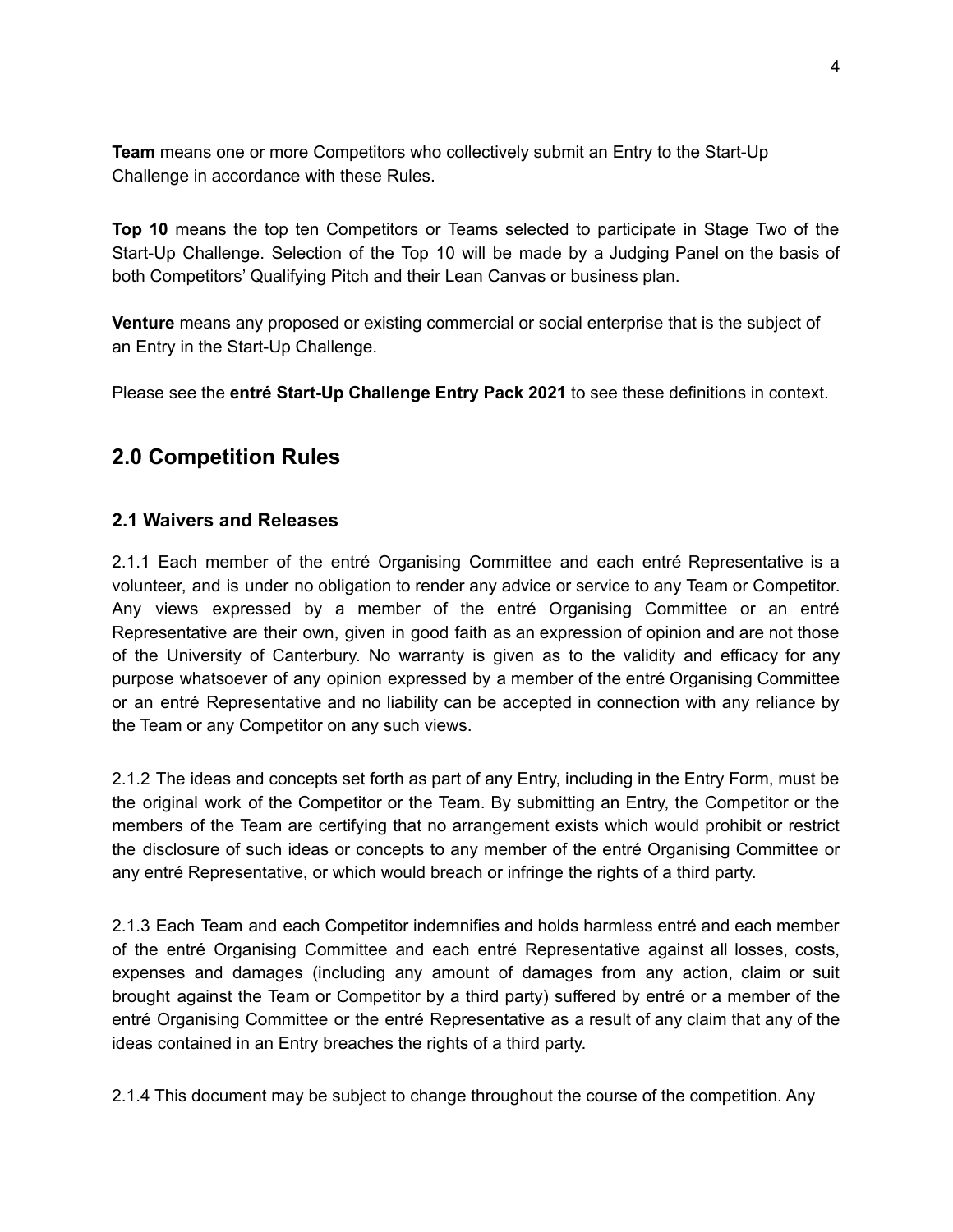**Team** means one or more Competitors who collectively submit an Entry to the Start-Up Challenge in accordance with these Rules.

**Top 10** means the top ten Competitors or Teams selected to participate in Stage Two of the Start-Up Challenge. Selection of the Top 10 will be made by a Judging Panel on the basis of both Competitors' Qualifying Pitch and their Lean Canvas or business plan.

**Venture** means any proposed or existing commercial or social enterprise that is the subject of an Entry in the Start-Up Challenge.

Please see the **entré Start-Up Challenge Entry Pack 2021** to see these definitions in context.

## 2.0 Competition Rules

### 2.1 Waivers and Releases

2.1.1 Each member of the entré Organising Committee and each entré Representative is a volunteer, and is under no obligation to render any advice or service to any Team or Competitor. Any views expressed by a member of the entré Organising Committee or an entré Representative are their own, given in good faith as an expression of opinion and are not those of the University of Canterbury. No warranty is given as to the validity and efficacy for any purpose whatsoever of any opinion expressed by a member of the entré Organising Committee or an entré Representative and no liability can be accepted in connection with any reliance by the Team or any Competitor on any such views.

2.1.2 The ideas and concepts set forth as part of any Entry, including in the Entry Form, must be the original work of the Competitor or the Team. By submitting an Entry, the Competitor or the members of the Team are certifying that no arrangement exists which would prohibit or restrict the disclosure of such ideas or concepts to any member of the entré Organising Committee or any entré Representative, or which would breach or infringe the rights of a third party.

2.1.3 Each Team and each Competitor indemnifies and holds harmless entré and each member of the entré Organising Committee and each entré Representative against all losses, costs, expenses and damages (including any amount of damages from any action, claim or suit brought against the Team or Competitor by a third party) suffered by entré or a member of the entré Organising Committee or the entré Representative as a result of any claim that any of the ideas contained in an Entry breaches the rights of a third party.

2.1.4 This document may be subject to change throughout the course of the competition. Any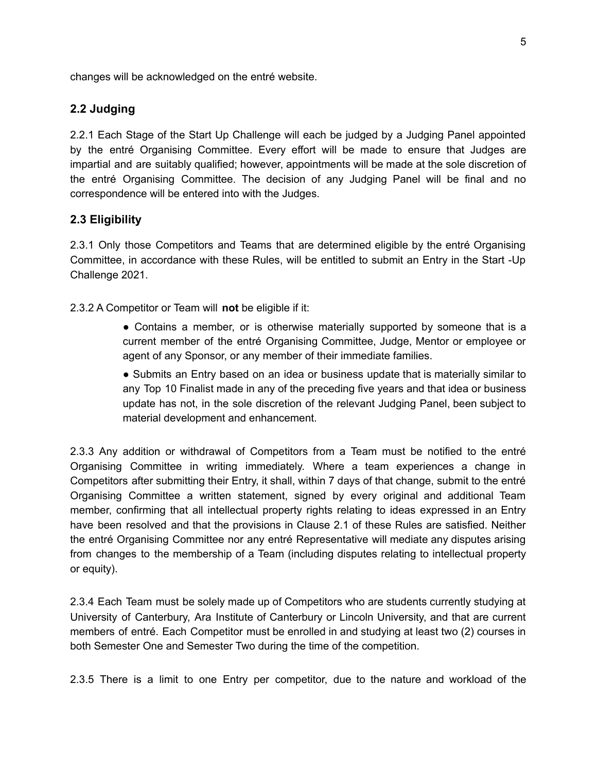changes will be acknowledged on the entré website.

## 2.2 Judging

2.2.1 Each Stage of the Start Up Challenge will each be judged by a Judging Panel appointed by the entré Organising Committee. Every effort will be made to ensure that Judges are impartial and are suitably qualified; however, appointments will be made at the sole discretion of the entré Organising Committee. The decision of any Judging Panel will be final and no correspondence will be entered into with the Judges.

## 2.3 Eligibility

2.3.1 Only those Competitors and Teams that are determined eligible by the entré Organising Committee, in accordance with these Rules, will be entitled to submit an Entry in the Start -Up Challenge 2021.

2.3.2 A Competitor or Team will **not** be eligible if it:

- Contains a member, or is otherwise materially supported by someone that is a current member of the entré Organising Committee, Judge, Mentor or employee or agent of any Sponsor, or any member of their immediate families.
- Submits an Entry based on an idea or business update that is materially similar to any Top 10 Finalist made in any of the preceding five years and that idea or business update has not, in the sole discretion of the relevant Judging Panel, been subject to material development and enhancement.

2.3.3 Any addition or withdrawal of Competitors from a Team must be notified to the entré Organising Committee in writing immediately. Where a team experiences a change in Competitors after submitting their Entry, it shall, within 7 days of that change, submit to the entré Organising Committee a written statement, signed by every original and additional Team member, confirming that all intellectual property rights relating to ideas expressed in an Entry have been resolved and that the provisions in Clause 2.1 of these Rules are satisfied. Neither the entré Organising Committee nor any entré Representative will mediate any disputes arising from changes to the membership of a Team (including disputes relating to intellectual property or equity).

2.3.4 Each Team must be solely made up of Competitors who are students currently studying at University of Canterbury, Ara Institute of Canterbury or Lincoln University, and that are current members of entré. Each Competitor must be enrolled in and studying at least two (2) courses in both Semester One and Semester Two during the time of the competition.

2.3.5 There is a limit to one Entry per competitor, due to the nature and workload of the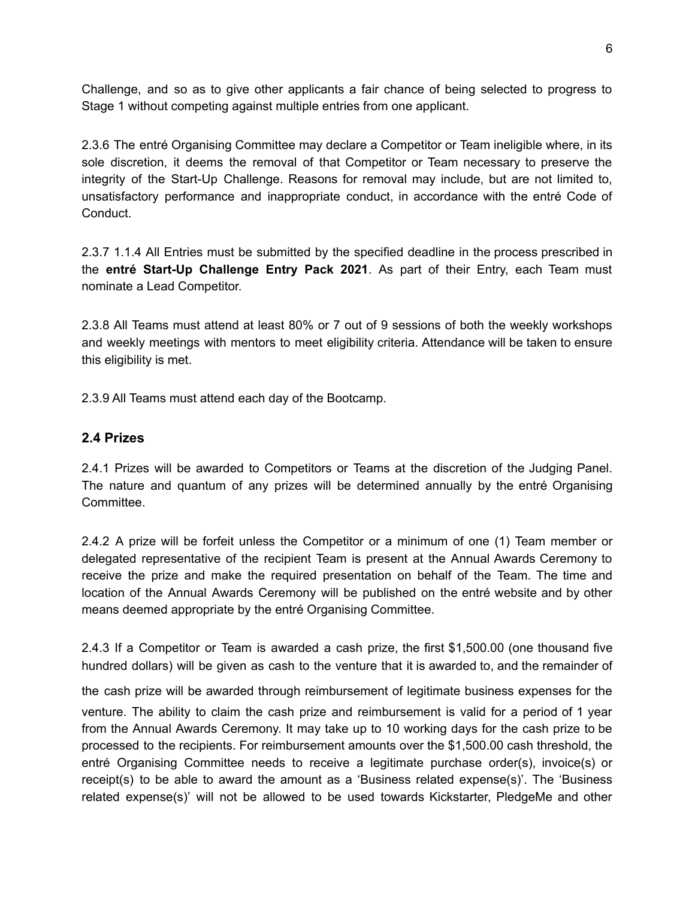Challenge, and so as to give other applicants a fair chance of being selected to progress to Stage 1 without competing against multiple entries from one applicant.

2.3.6 The entré Organising Committee may declare a Competitor or Team ineligible where, in its sole discretion, it deems the removal of that Competitor or Team necessary to preserve the integrity of the Start-Up Challenge. Reasons for removal may include, but are not limited to, unsatisfactory performance and inappropriate conduct, in accordance with the entré Code of Conduct.

2.3.7 1.1.4 All Entries must be submitted by the specified deadline in the process prescribed in the **entré Start-Up Challenge Entry Pack 2021**. As part of their Entry, each Team must nominate a Lead Competitor.

2.3.8 All Teams must attend at least 80% or 7 out of 9 sessions of both the weekly workshops and weekly meetings with mentors to meet eligibility criteria. Attendance will be taken to ensure this eligibility is met.

2.3.9 All Teams must attend each day of the Bootcamp.

## 2.4 Prizes

2.4.1 Prizes will be awarded to Competitors or Teams at the discretion of the Judging Panel. The nature and quantum of any prizes will be determined annually by the entré Organising Committee.

2.4.2 A prize will be forfeit unless the Competitor or a minimum of one (1) Team member or delegated representative of the recipient Team is present at the Annual Awards Ceremony to receive the prize and make the required presentation on behalf of the Team. The time and location of the Annual Awards Ceremony will be published on the entré website and by other means deemed appropriate by the entré Organising Committee.

2.4.3 If a Competitor or Team is awarded a cash prize, the first $1,500.00 (one thousand five hundred dollars) will be given as cash to the venture that it is awarded to, and the remainder of the cash prize will be awarded through reimbursement of legitimate business expenses for the venture. The ability to claim the cash prize and reimbursement is valid for a period of 1 year from the Annual Awards Ceremony. It may take up to 10 working days for the cash prize to be processed to the recipients. For reimbursement amounts over the $1,500.00 cash threshold, the entré Organising Committee needs to receive a legitimate purchase order(s), invoice(s) or receipt(s) to be able to award the amount as a 'Business related expense(s)'. The 'Business related expense(s)' will not be allowed to be used towards Kickstarter, PledgeMe and other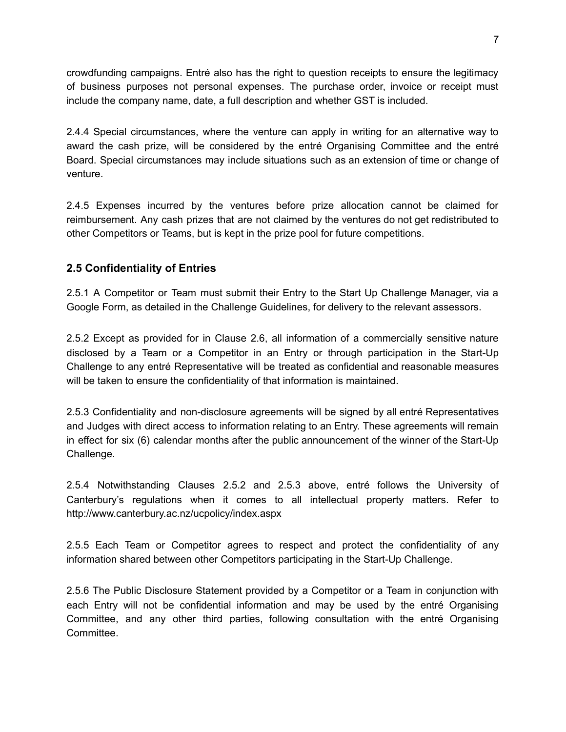crowdfunding campaigns. Entré also has the right to question receipts to ensure the legitimacy of business purposes not personal expenses. The purchase order, invoice or receipt must include the company name, date, a full description and whether GST is included.

2.4.4 Special circumstances, where the venture can apply in writing for an alternative way to award the cash prize, will be considered by the entré Organising Committee and the entré Board. Special circumstances may include situations such as an extension of time or change of venture.

2.4.5 Expenses incurred by the ventures before prize allocation cannot be claimed for reimbursement. Any cash prizes that are not claimed by the ventures do not get redistributed to other Competitors or Teams, but is kept in the prize pool for future competitions.

### 2.5 Confidentiality of Entries

2.5.1 A Competitor or Team must submit their Entry to the Start Up Challenge Manager, via a Google Form, as detailed in the Challenge Guidelines, for delivery to the relevant assessors.

2.5.2 Except as provided for in Clause 2.6, all information of a commercially sensitive nature disclosed by a Team or a Competitor in an Entry or through participation in the Start-Up Challenge to any entré Representative will be treated as confidential and reasonable measures will be taken to ensure the confidentiality of that information is maintained.

2.5.3 Confidentiality and non-disclosure agreements will be signed by all entré Representatives and Judges with direct access to information relating to an Entry. These agreements will remain in effect for six (6) calendar months after the public announcement of the winner of the Start-Up Challenge.

2.5.4 Notwithstanding Clauses 2.5.2 and 2.5.3 above, entré follows the University of Canterbury's regulations when it comes to all intellectual property matters. Refer to http://www.canterbury.ac.nz/ucpolicy/index.aspx

2.5.5 Each Team or Competitor agrees to respect and protect the confidentiality of any information shared between other Competitors participating in the Start-Up Challenge.

2.5.6 The Public Disclosure Statement provided by a Competitor or a Team in conjunction with each Entry will not be confidential information and may be used by the entré Organising Committee, and any other third parties, following consultation with the entré Organising Committee.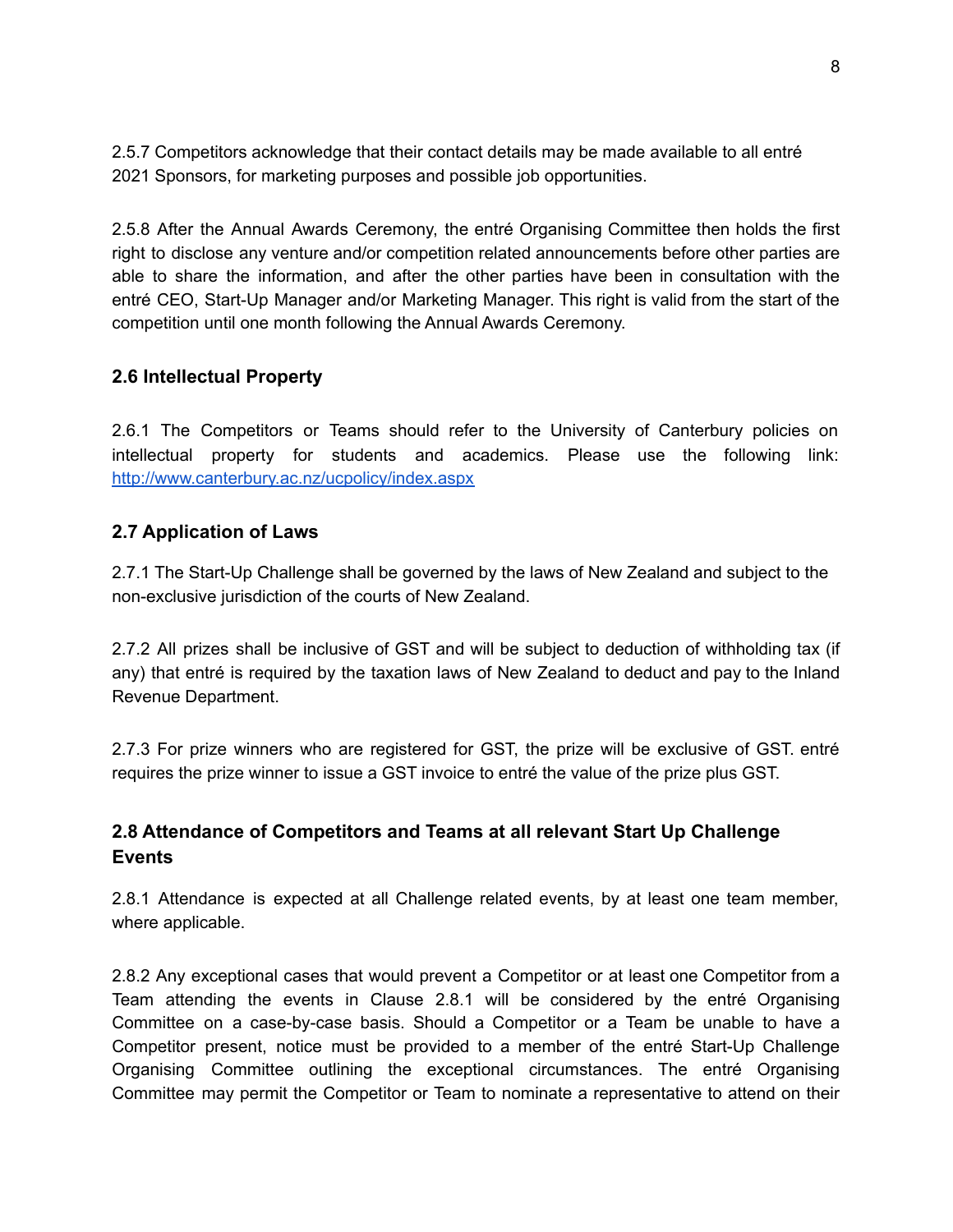2.5.7 Competitors acknowledge that their contact details may be made available to all entré 2021 Sponsors, for marketing purposes and possible job opportunities.

2.5.8 After the Annual Awards Ceremony, the entré Organising Committee then holds the first right to disclose any venture and/or competition related announcements before other parties are able to share the information, and after the other parties have been in consultation with the entré CEO, Start-Up Manager and/or Marketing Manager. This right is valid from the start of the competition until one month following the Annual Awards Ceremony.

### 2.6 Intellectual Property

2.6.1 The Competitors or Teams should refer to the University of Canterbury policies on intellectual property for students and academics. Please use the following link: [http://www.canterbury.ac.nz/ucpolicy/index.aspx](http://www.canterbury.ac.nz/ucpolicy/index.aspx)

### 2.7 Application of Laws

2.7.1 The Start-Up Challenge shall be governed by the laws of New Zealand and subject to the non-exclusive jurisdiction of the courts of New Zealand.

2.7.2 All prizes shall be inclusive of GST and will be subject to deduction of withholding tax (if any) that entré is required by the taxation laws of New Zealand to deduct and pay to the Inland Revenue Department.

2.7.3 For prize winners who are registered for GST, the prize will be exclusive of GST. entré requires the prize winner to issue a GST invoice to entré the value of the prize plus GST.

### 2.8 Attendance of Competitors and Teams at all relevant Start Up Challenge Events

2.8.1 Attendance is expected at all Challenge related events, by at least one team member, where applicable.

2.8.2 Any exceptional cases that would prevent a Competitor or at least one Competitor from a Team attending the events in Clause 2.8.1 will be considered by the entré Organising Committee on a case-by-case basis. Should a Competitor or a Team be unable to have a Competitor present, notice must be provided to a member of the entré Start-Up Challenge Organising Committee outlining the exceptional circumstances. The entré Organising Committee may permit the Competitor or Team to nominate a representative to attend on their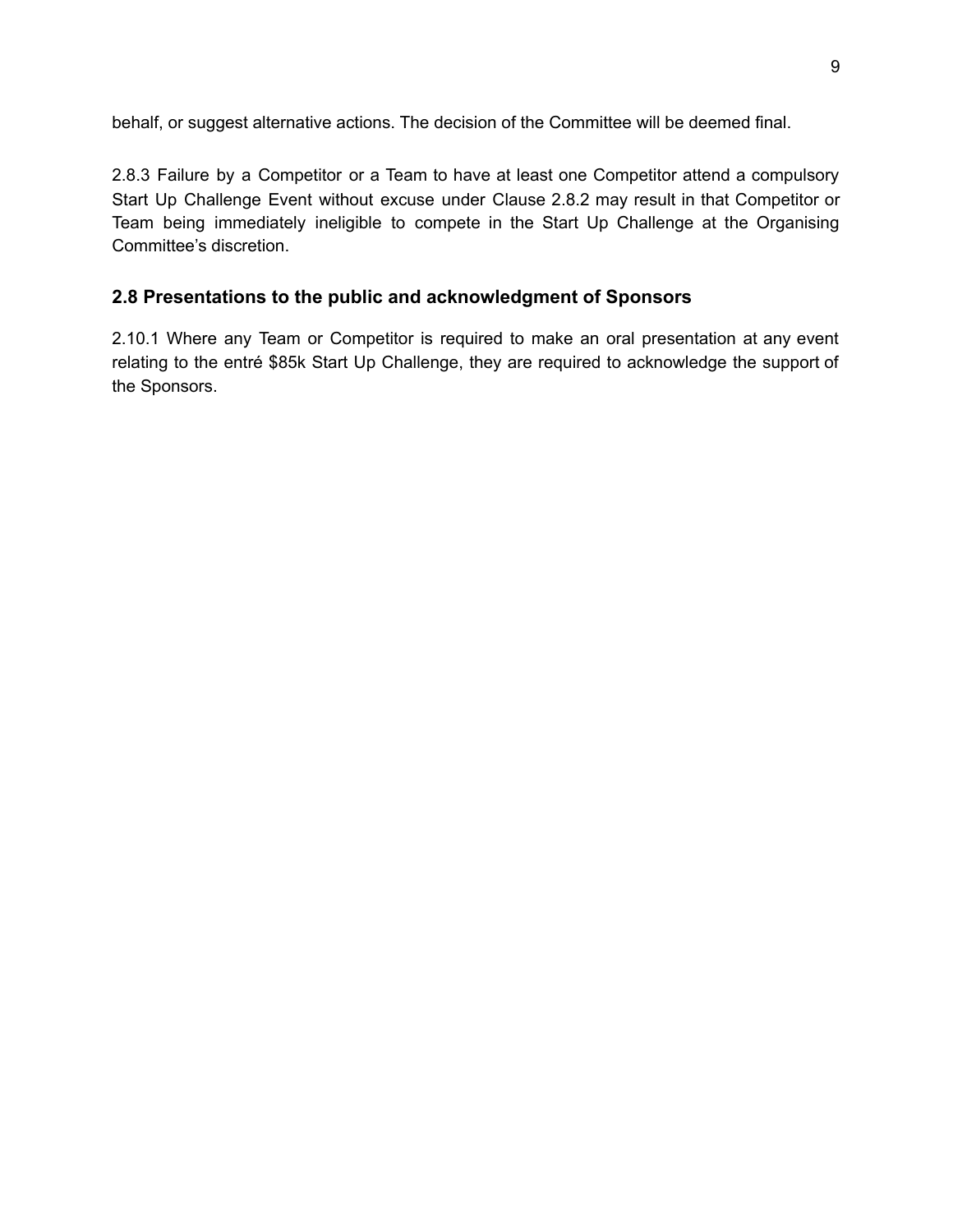behalf, or suggest alternative actions. The decision of the Committee will be deemed final.

2.8.3 Failure by a Competitor or a Team to have at least one Competitor attend a compulsory Start Up Challenge Event without excuse under Clause 2.8.2 may result in that Competitor or Team being immediately ineligible to compete in the Start Up Challenge at the Organising Committee's discretion.

## 2.8 Presentations to the public and acknowledgment of Sponsors

2.10.1 Where any Team or Competitor is required to make an oral presentation at any event relating to the entré $85k Start Up Challenge, they are required to acknowledge the support of the Sponsors.